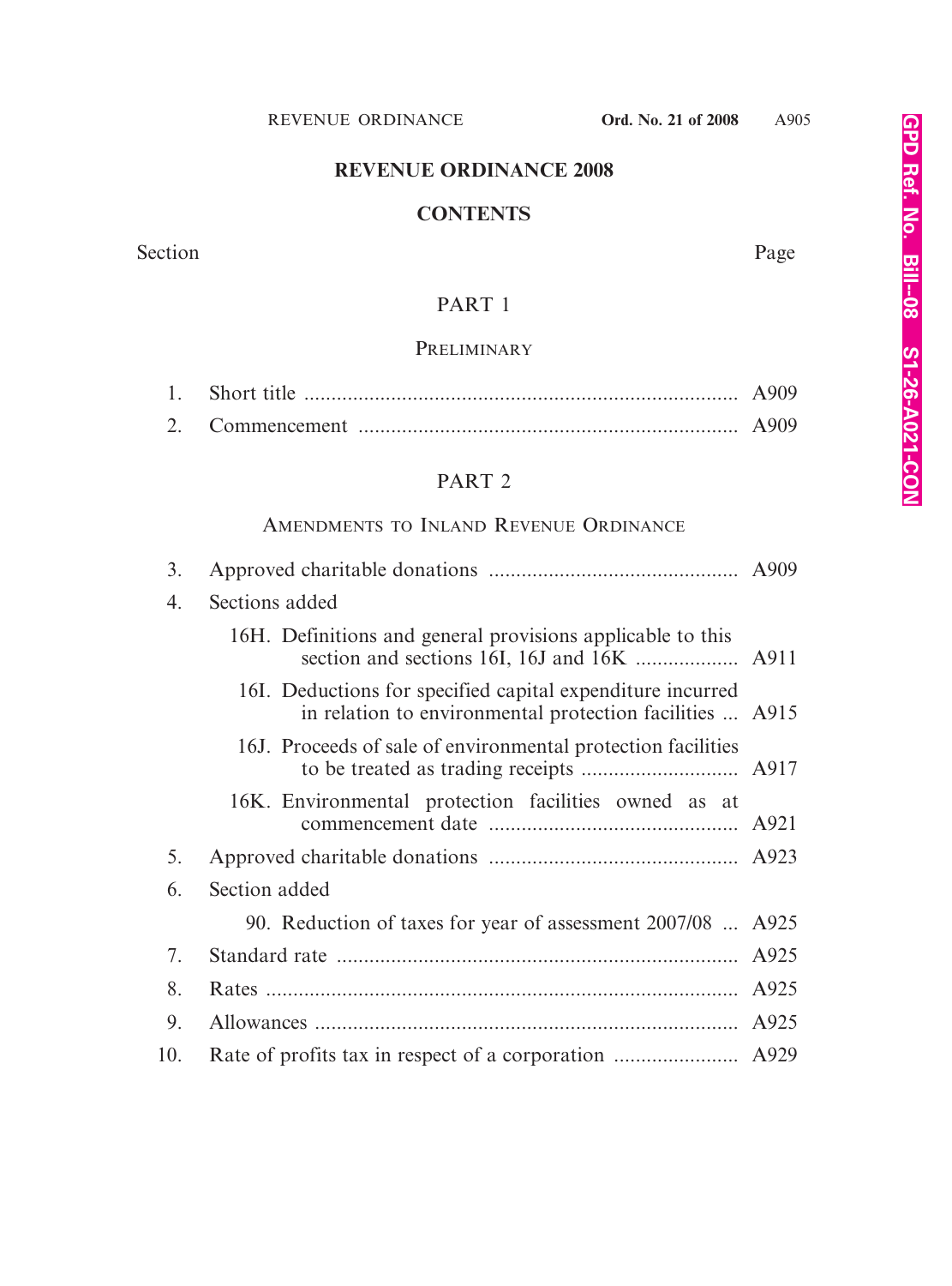# REVENUE ORDINANCE 2008

## CONTENTS

| Section | | Page |
|---|---|---|
| | **PART 1** | |
| | PRELIMINARY | |
| 1. | Short title | A909 |
| 2. | Commencement | A909 |
| | **PART 2** | |
| | AMENDMENTS TO INLAND REVENUE ORDINANCE | |
| 3. | Approved charitable donations | A909 |
| 4. | Sections added | |
| | 16H. Definitions and general provisions applicable to this section and sections 16I, 16J and 16K | A911 |
| | 16I. Deductions for specified capital expenditure incurred in relation to environmental protection facilities | A915 |
| | 16J. Proceeds of sale of environmental protection facilities to be treated as trading receipts | A917 |
| | 16K. Environmental protection facilities owned as at commencement date | A921 |
| 5. | Approved charitable donations | A923 |
| 6. | Section added | |
| | 90. Reduction of taxes for year of assessment 2007/08 | A925 |
| 7. | Standard rate | A925 |
| 8. | Rates | A925 |
| 9. | Allowances | A925 |
| 10. | Rate of profits tax in respect of a corporation | A929 |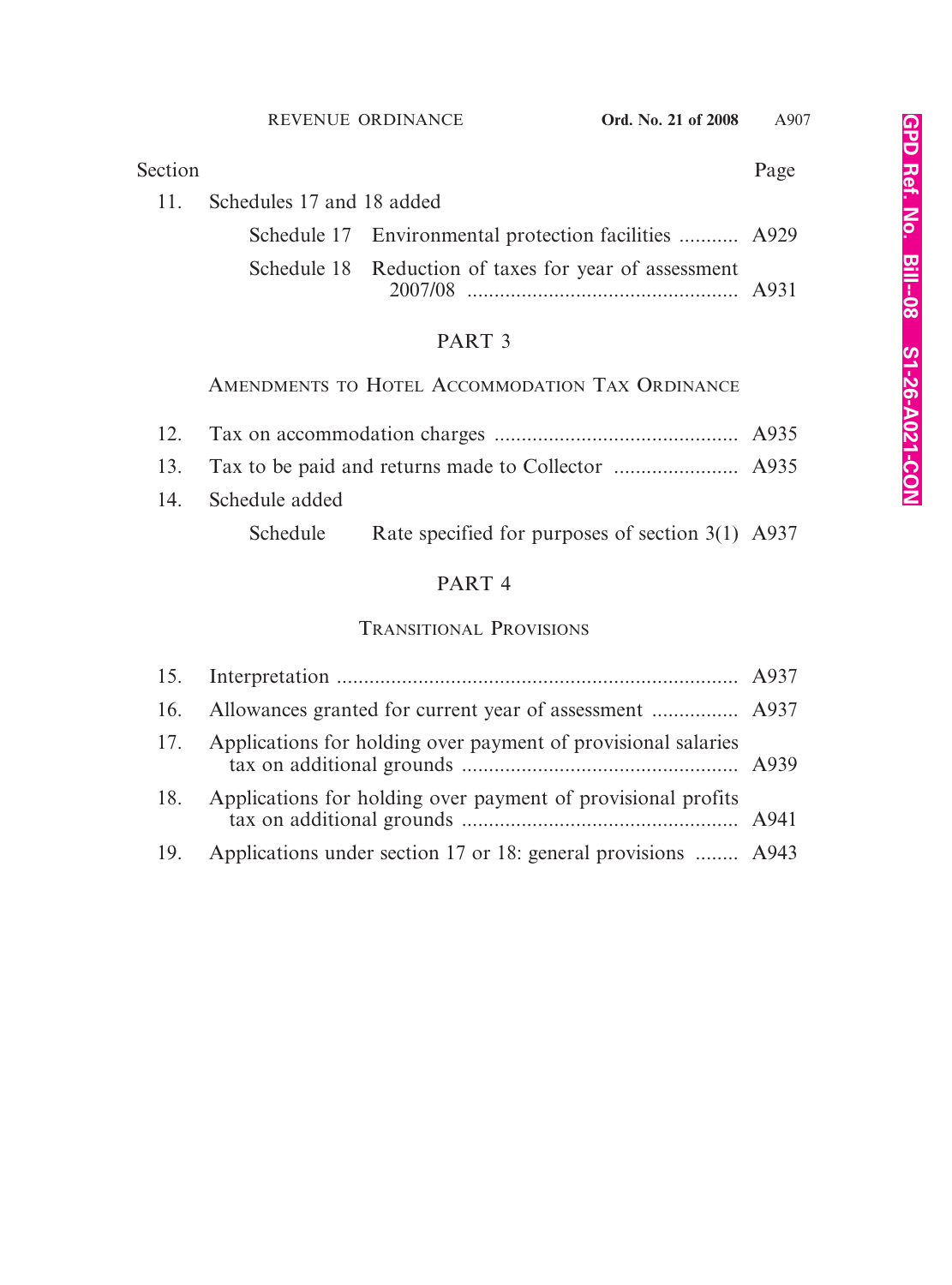| Section | | Page |
|---|---|---|
| 11. | Schedules 17 and 18 added | |
| | Schedule 17 Environmental protection facilities | A929 |
| | Schedule 18 Reduction of taxes for year of assessment 2007/08 | A931 |

## PART 3

### AMENDMENTS TO HOTEL ACCOMMODATION TAX ORDINANCE

| Section | | Page |
|---|---|---|
| 12. | Tax on accommodation charges | A935 |
| 13. | Tax to be paid and returns made to Collector | A935 |
| 14. | Schedule added | |
| | Schedule Rate specified for purposes of section 3(1) | A937 |

## PART 4

### TRANSITIONAL PROVISIONS

| Section | | Page |
|---|---|---|
| 15. | Interpretation | A937 |
| 16. | Allowances granted for current year of assessment | A937 |
| 17. | Applications for holding over payment of provisional salaries tax on additional grounds | A939 |
| 18. | Applications for holding over payment of provisional profits tax on additional grounds | A941 |
| 19. | Applications under section 17 or 18: general provisions | A943 |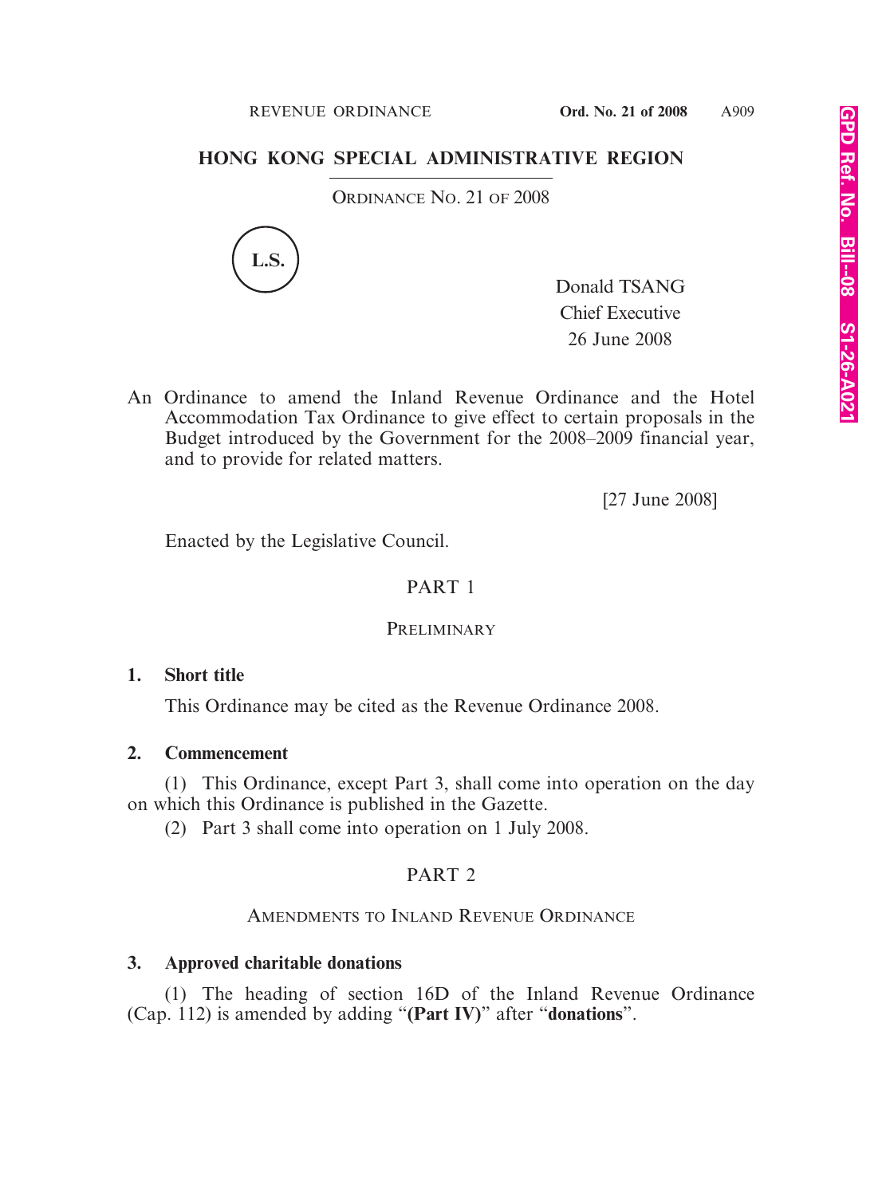# HONG KONG SPECIAL ADMINISTRATIVE REGION

ORDINANCE NO. 21 OF 2008

L.S.

Donald TSANG
Chief Executive
26 June 2008

An Ordinance to amend the Inland Revenue Ordinance and the Hotel Accommodation Tax Ordinance to give effect to certain proposals in the Budget introduced by the Government for the 2008–2009 financial year, and to provide for related matters.

[27 June 2008]

Enacted by the Legislative Council.

## PART 1

### PRELIMINARY

**1. Short title**

This Ordinance may be cited as the Revenue Ordinance 2008.

**2. Commencement**

(1) This Ordinance, except Part 3, shall come into operation on the day on which this Ordinance is published in the Gazette.

(2) Part 3 shall come into operation on 1 July 2008.

## PART 2

### AMENDMENTS TO INLAND REVENUE ORDINANCE

**3. Approved charitable donations**

(1) The heading of section 16D of the Inland Revenue Ordinance (Cap. 112) is amended by adding "**(Part IV)**" after "**donations**".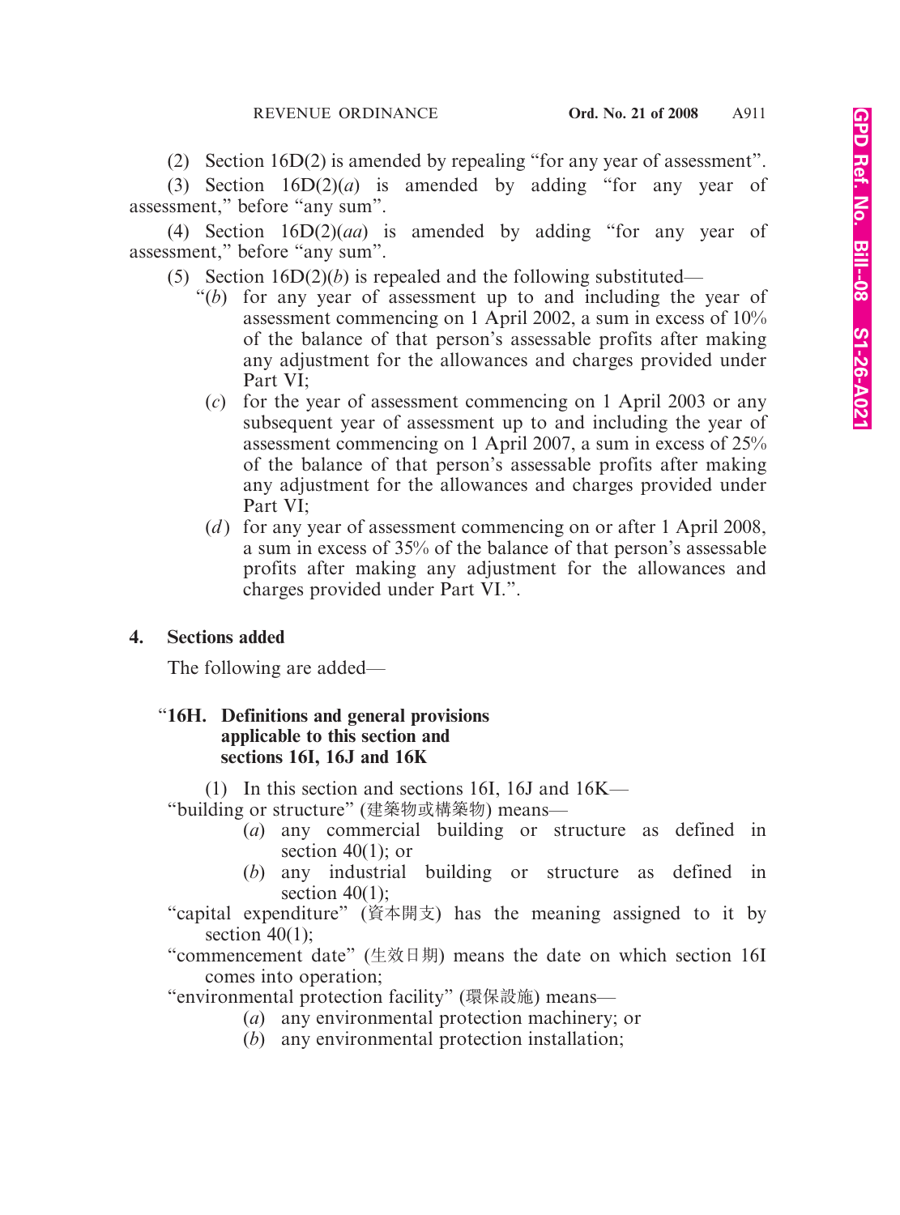(2) Section 16D(2) is amended by repealing "for any year of assessment".

(3) Section 16D(2)(*a*) is amended by adding "for any year of assessment," before "any sum".

(4) Section 16D(2)(*aa*) is amended by adding "for any year of assessment," before "any sum".

(5) Section 16D(2)(*b*) is repealed and the following substituted—

"(*b*) for any year of assessment up to and including the year of assessment commencing on 1 April 2002, a sum in excess of 10% of the balance of that person's assessable profits after making any adjustment for the allowances and charges provided under Part VI;

(*c*) for the year of assessment commencing on 1 April 2003 or any subsequent year of assessment up to and including the year of assessment commencing on 1 April 2007, a sum in excess of 25% of the balance of that person's assessable profits after making any adjustment for the allowances and charges provided under Part VI;

(*d*) for any year of assessment commencing on or after 1 April 2008, a sum in excess of 35% of the balance of that person's assessable profits after making any adjustment for the allowances and charges provided under Part VI.".

## 4. Sections added

The following are added—

### "16H. Definitions and general provisions applicable to this section and sections 16I, 16J and 16K

(1) In this section and sections 16I, 16J and 16K—

"building or structure" (建築物或構築物) means—

(*a*) any commercial building or structure as defined in section 40(1); or

(*b*) any industrial building or structure as defined in section 40(1);

"capital expenditure" (資本開支) has the meaning assigned to it by section 40(1);

"commencement date" (生效日期) means the date on which section 16I comes into operation;

"environmental protection facility" (環保設施) means—

(*a*) any environmental protection machinery; or

(*b*) any environmental protection installation;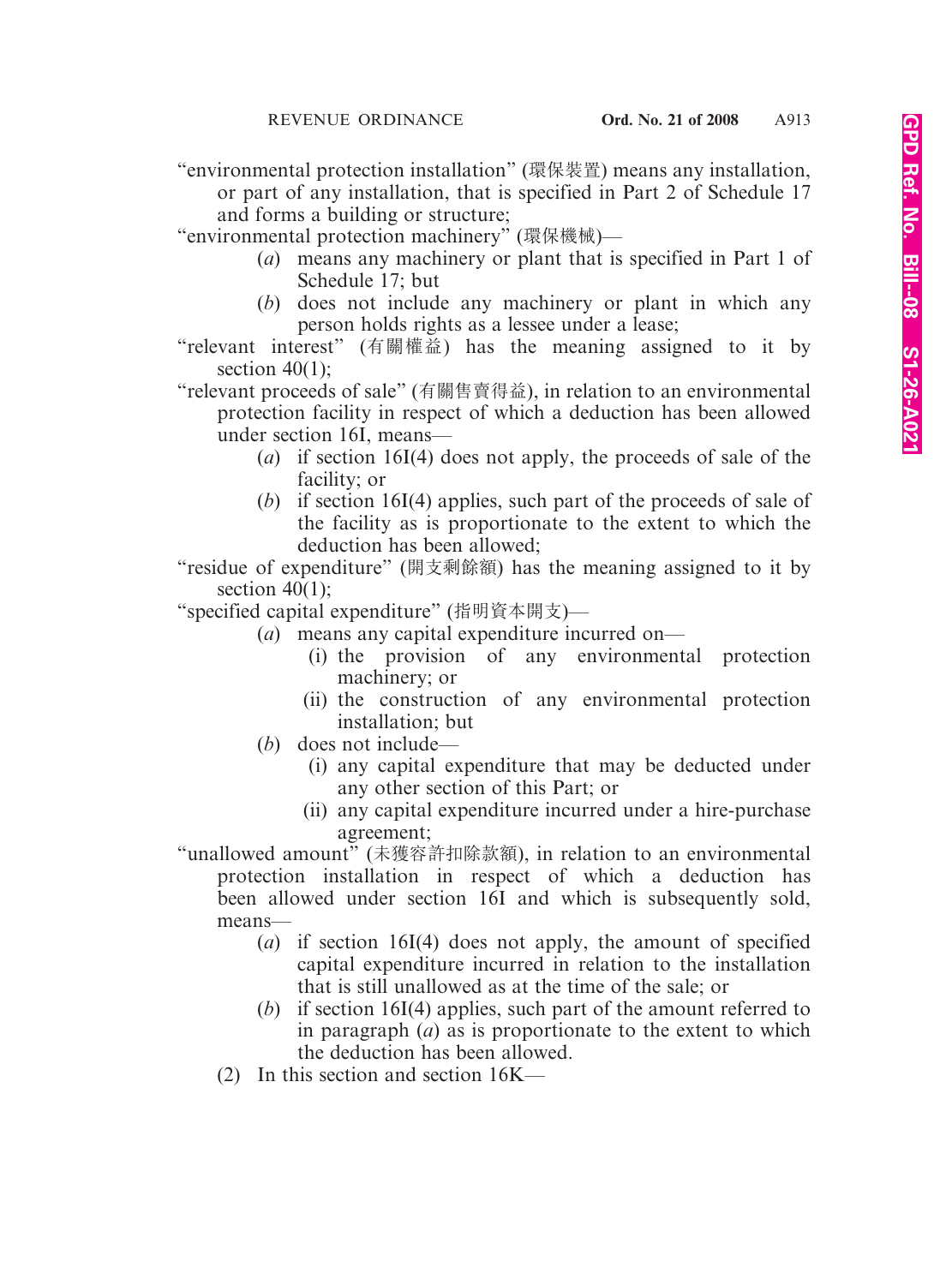"environmental protection installation" (環保裝置) means any installation, or part of any installation, that is specified in Part 2 of Schedule 17 and forms a building or structure;

"environmental protection machinery" (環保機械)—

- (*a*) means any machinery or plant that is specified in Part 1 of Schedule 17; but
- (*b*) does not include any machinery or plant in which any person holds rights as a lessee under a lease;

"relevant interest" (有關權益) has the meaning assigned to it by section 40(1);

"relevant proceeds of sale" (有關售賣得益), in relation to an environmental protection facility in respect of which a deduction has been allowed under section 16I, means—

- (*a*) if section 16I(4) does not apply, the proceeds of sale of the facility; or
- (*b*) if section 16I(4) applies, such part of the proceeds of sale of the facility as is proportionate to the extent to which the deduction has been allowed;

"residue of expenditure" (開支剩餘額) has the meaning assigned to it by section 40(1);

"specified capital expenditure" (指明資本開支)—

- (*a*) means any capital expenditure incurred on—
  - (i) the provision of any environmental protection machinery; or
  - (ii) the construction of any environmental protection installation; but
- (*b*) does not include—
  - (i) any capital expenditure that may be deducted under any other section of this Part; or
  - (ii) any capital expenditure incurred under a hire-purchase agreement;

"unallowed amount" (未獲容許扣除款額), in relation to an environmental protection installation in respect of which a deduction has been allowed under section 16I and which is subsequently sold, means—

- (*a*) if section 16I(4) does not apply, the amount of specified capital expenditure incurred in relation to the installation that is still unallowed as at the time of the sale; or
- (*b*) if section 16I(4) applies, such part of the amount referred to in paragraph (*a*) as is proportionate to the extent to which the deduction has been allowed.

(2) In this section and section 16K—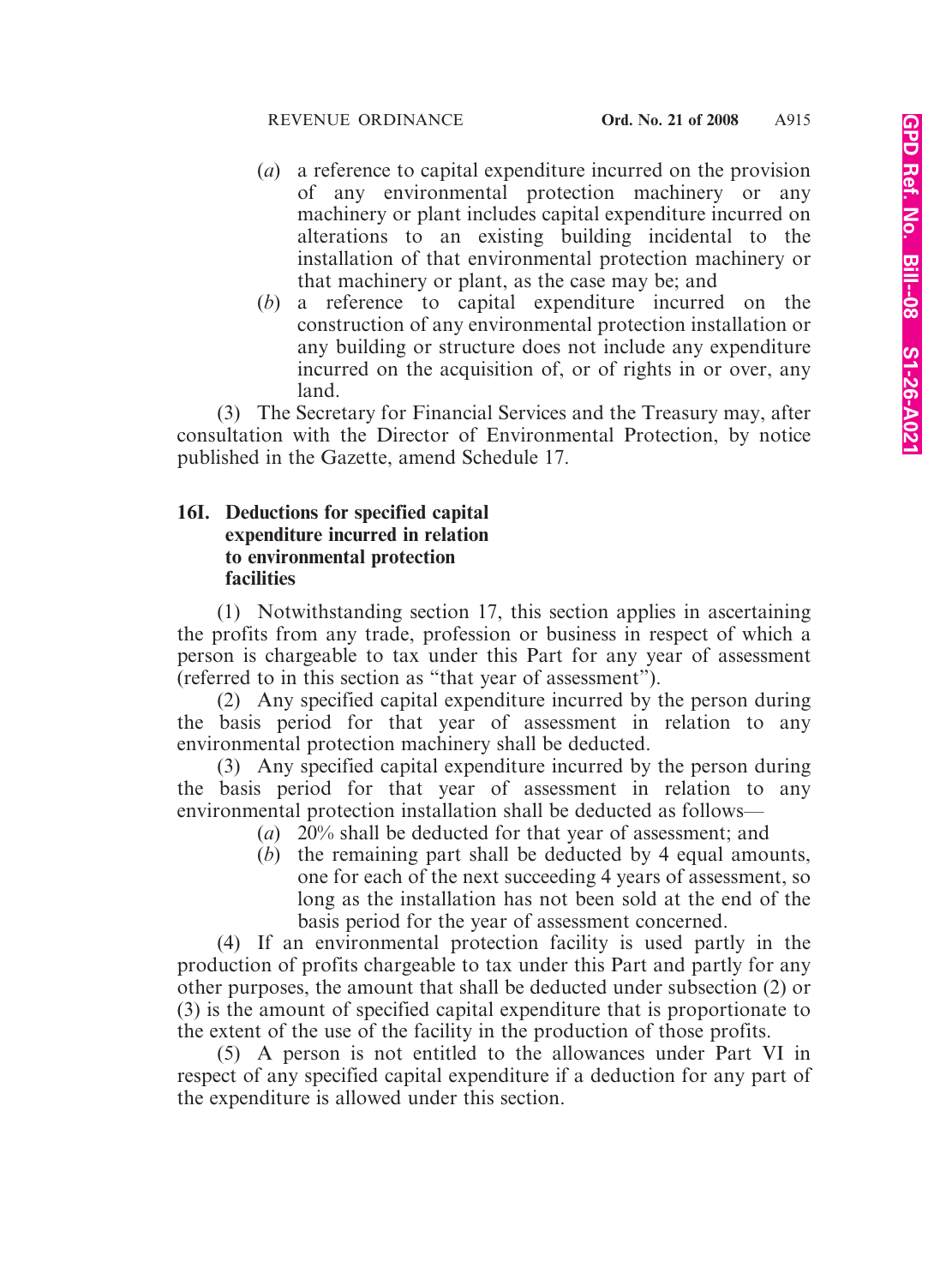(*a*) a reference to capital expenditure incurred on the provision of any environmental protection machinery or any machinery or plant includes capital expenditure incurred on alterations to an existing building incidental to the installation of that environmental protection machinery or that machinery or plant, as the case may be; and

(*b*) a reference to capital expenditure incurred on the construction of any environmental protection installation or any building or structure does not include any expenditure incurred on the acquisition of, or of rights in or over, any land.

(3) The Secretary for Financial Services and the Treasury may, after consultation with the Director of Environmental Protection, by notice published in the Gazette, amend Schedule 17.

**16I. Deductions for specified capital expenditure incurred in relation to environmental protection facilities**

(1) Notwithstanding section 17, this section applies in ascertaining the profits from any trade, profession or business in respect of which a person is chargeable to tax under this Part for any year of assessment (referred to in this section as "that year of assessment").

(2) Any specified capital expenditure incurred by the person during the basis period for that year of assessment in relation to any environmental protection machinery shall be deducted.

(3) Any specified capital expenditure incurred by the person during the basis period for that year of assessment in relation to any environmental protection installation shall be deducted as follows—

(*a*) 20% shall be deducted for that year of assessment; and

(*b*) the remaining part shall be deducted by 4 equal amounts, one for each of the next succeeding 4 years of assessment, so long as the installation has not been sold at the end of the basis period for the year of assessment concerned.

(4) If an environmental protection facility is used partly in the production of profits chargeable to tax under this Part and partly for any other purposes, the amount that shall be deducted under subsection (2) or (3) is the amount of specified capital expenditure that is proportionate to the extent of the use of the facility in the production of those profits.

(5) A person is not entitled to the allowances under Part VI in respect of any specified capital expenditure if a deduction for any part of the expenditure is allowed under this section.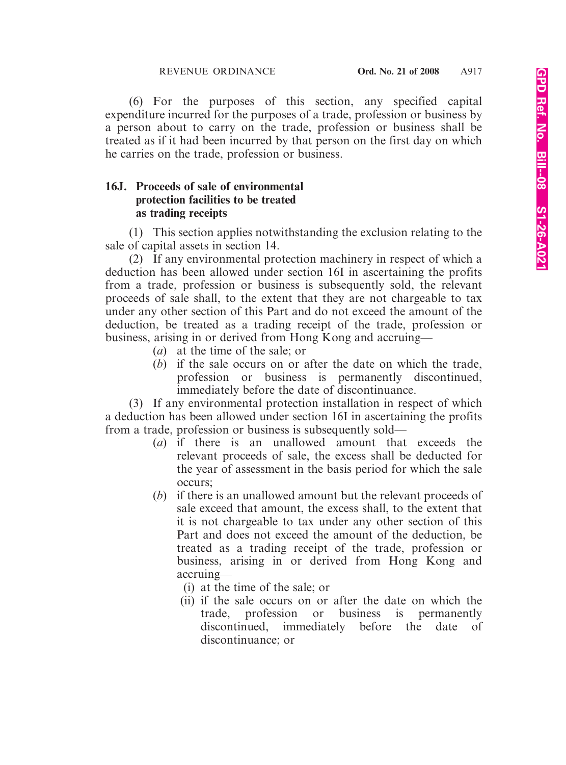(6) For the purposes of this section, any specified capital expenditure incurred for the purposes of a trade, profession or business by a person about to carry on the trade, profession or business shall be treated as if it had been incurred by that person on the first day on which he carries on the trade, profession or business.

### 16J. Proceeds of sale of environmental protection facilities to be treated as trading receipts

(1) This section applies notwithstanding the exclusion relating to the sale of capital assets in section 14.

(2) If any environmental protection machinery in respect of which a deduction has been allowed under section 16I in ascertaining the profits from a trade, profession or business is subsequently sold, the relevant proceeds of sale shall, to the extent that they are not chargeable to tax under any other section of this Part and do not exceed the amount of the deduction, be treated as a trading receipt of the trade, profession or business, arising in or derived from Hong Kong and accruing—

(*a*) at the time of the sale; or

(*b*) if the sale occurs on or after the date on which the trade, profession or business is permanently discontinued, immediately before the date of discontinuance.

(3) If any environmental protection installation in respect of which a deduction has been allowed under section 16I in ascertaining the profits from a trade, profession or business is subsequently sold—

(*a*) if there is an unallowed amount that exceeds the relevant proceeds of sale, the excess shall be deducted for the year of assessment in the basis period for which the sale occurs;

(*b*) if there is an unallowed amount but the relevant proceeds of sale exceed that amount, the excess shall, to the extent that it is not chargeable to tax under any other section of this Part and does not exceed the amount of the deduction, be treated as a trading receipt of the trade, profession or business, arising in or derived from Hong Kong and accruing—

(i) at the time of the sale; or

(ii) if the sale occurs on or after the date on which the trade, profession or business is permanently discontinued, immediately before the date of discontinuance; or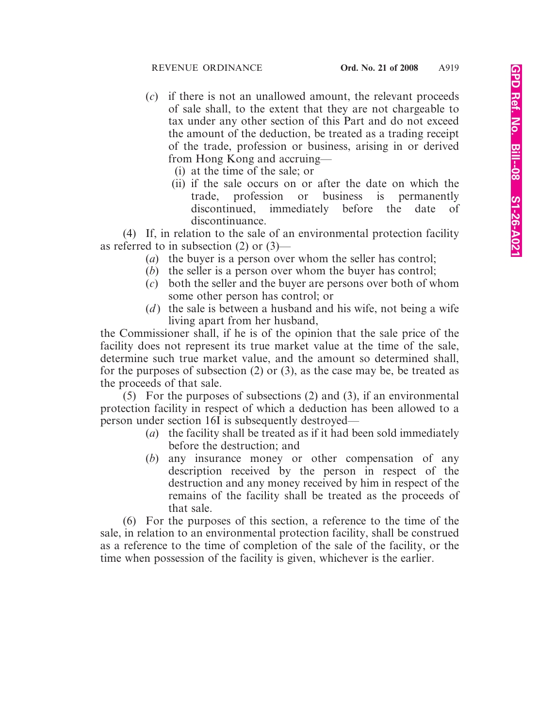(*c*) if there is not an unallowed amount, the relevant proceeds of sale shall, to the extent that they are not chargeable to tax under any other section of this Part and do not exceed the amount of the deduction, be treated as a trading receipt of the trade, profession or business, arising in or derived from Hong Kong and accruing—

(i) at the time of the sale; or

(ii) if the sale occurs on or after the date on which the trade, profession or business is permanently discontinued, immediately before the date of discontinuance.

(4) If, in relation to the sale of an environmental protection facility as referred to in subsection (2) or (3)—

(*a*) the buyer is a person over whom the seller has control;

(*b*) the seller is a person over whom the buyer has control;

(*c*) both the seller and the buyer are persons over both of whom some other person has control; or

(*d*) the sale is between a husband and his wife, not being a wife living apart from her husband,

the Commissioner shall, if he is of the opinion that the sale price of the facility does not represent its true market value at the time of the sale, determine such true market value, and the amount so determined shall, for the purposes of subsection (2) or (3), as the case may be, be treated as the proceeds of that sale.

(5) For the purposes of subsections (2) and (3), if an environmental protection facility in respect of which a deduction has been allowed to a person under section 16I is subsequently destroyed—

(*a*) the facility shall be treated as if it had been sold immediately before the destruction; and

(*b*) any insurance money or other compensation of any description received by the person in respect of the destruction and any money received by him in respect of the remains of the facility shall be treated as the proceeds of that sale.

(6) For the purposes of this section, a reference to the time of the sale, in relation to an environmental protection facility, shall be construed as a reference to the time of completion of the sale of the facility, or the time when possession of the facility is given, whichever is the earlier.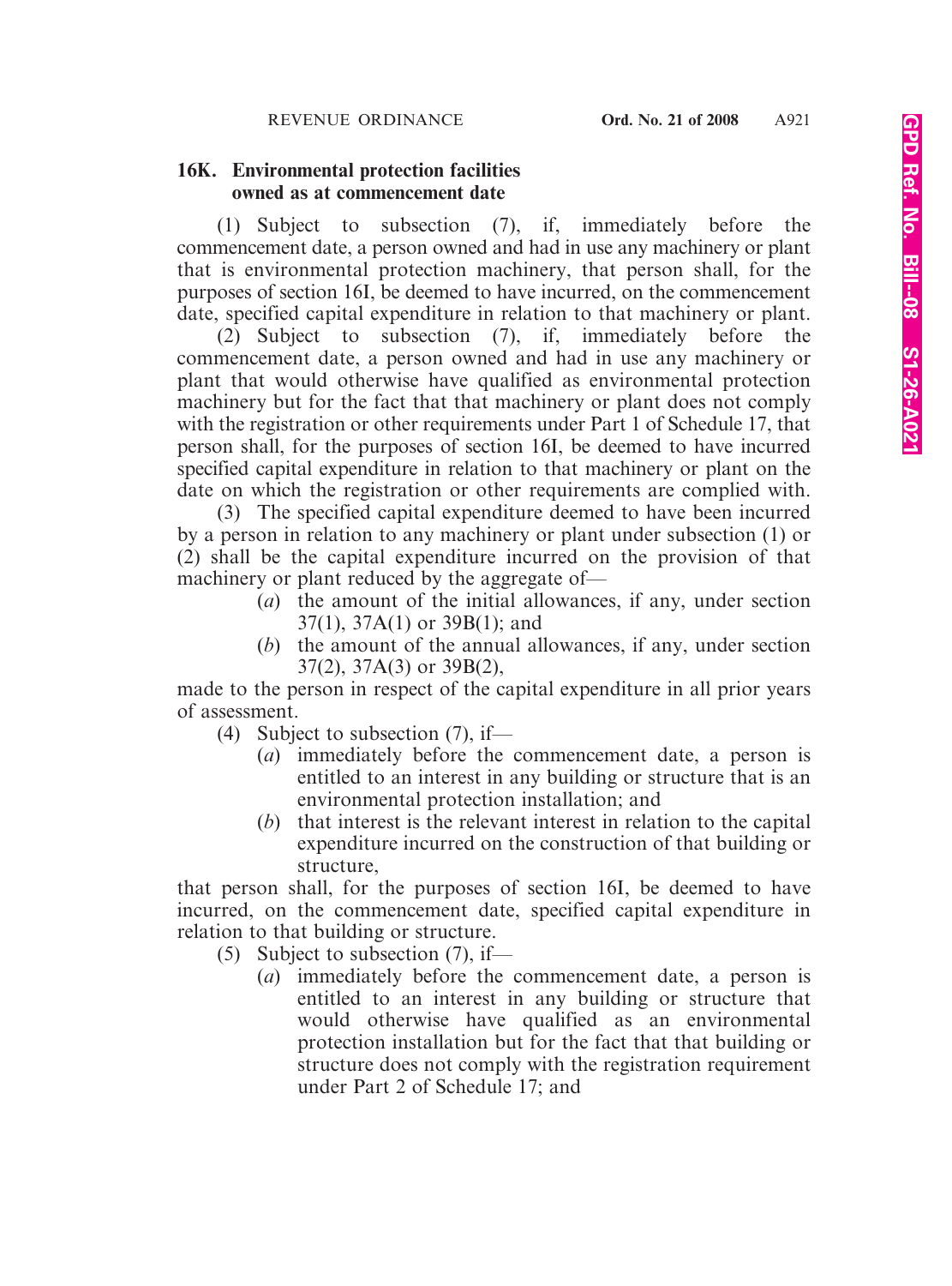### 16K. Environmental protection facilities owned as at commencement date

(1) Subject to subsection (7), if, immediately before the commencement date, a person owned and had in use any machinery or plant that is environmental protection machinery, that person shall, for the purposes of section 16I, be deemed to have incurred, on the commencement date, specified capital expenditure in relation to that machinery or plant.

(2) Subject to subsection (7), if, immediately before the commencement date, a person owned and had in use any machinery or plant that would otherwise have qualified as environmental protection machinery but for the fact that that machinery or plant does not comply with the registration or other requirements under Part 1 of Schedule 17, that person shall, for the purposes of section 16I, be deemed to have incurred specified capital expenditure in relation to that machinery or plant on the date on which the registration or other requirements are complied with.

(3) The specified capital expenditure deemed to have been incurred by a person in relation to any machinery or plant under subsection (1) or (2) shall be the capital expenditure incurred on the provision of that machinery or plant reduced by the aggregate of—

- (*a*) the amount of the initial allowances, if any, under section 37(1), 37A(1) or 39B(1); and
- (*b*) the amount of the annual allowances, if any, under section 37(2), 37A(3) or 39B(2),

made to the person in respect of the capital expenditure in all prior years of assessment.

(4) Subject to subsection (7), if—

- (*a*) immediately before the commencement date, a person is entitled to an interest in any building or structure that is an environmental protection installation; and
- (*b*) that interest is the relevant interest in relation to the capital expenditure incurred on the construction of that building or structure,

that person shall, for the purposes of section 16I, be deemed to have incurred, on the commencement date, specified capital expenditure in relation to that building or structure.

(5) Subject to subsection (7), if—

- (*a*) immediately before the commencement date, a person is entitled to an interest in any building or structure that would otherwise have qualified as an environmental protection installation but for the fact that that building or structure does not comply with the registration requirement under Part 2 of Schedule 17; and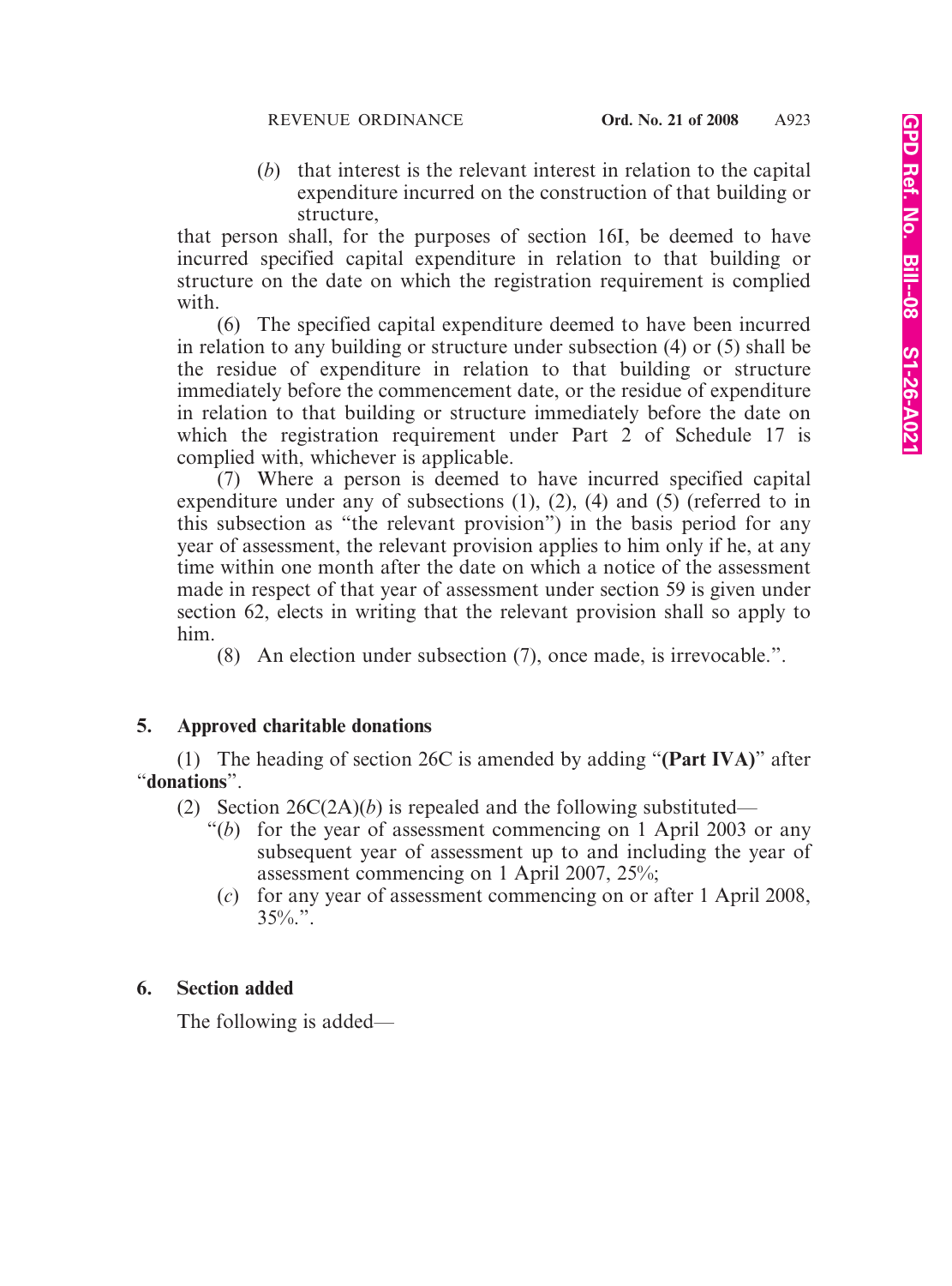(*b*) that interest is the relevant interest in relation to the capital expenditure incurred on the construction of that building or structure,

that person shall, for the purposes of section 16I, be deemed to have incurred specified capital expenditure in relation to that building or structure on the date on which the registration requirement is complied with.

(6) The specified capital expenditure deemed to have been incurred in relation to any building or structure under subsection (4) or (5) shall be the residue of expenditure in relation to that building or structure immediately before the commencement date, or the residue of expenditure in relation to that building or structure immediately before the date on which the registration requirement under Part 2 of Schedule 17 is complied with, whichever is applicable.

(7) Where a person is deemed to have incurred specified capital expenditure under any of subsections (1), (2), (4) and (5) (referred to in this subsection as "the relevant provision") in the basis period for any year of assessment, the relevant provision applies to him only if he, at any time within one month after the date on which a notice of the assessment made in respect of that year of assessment under section 59 is given under section 62, elects in writing that the relevant provision shall so apply to him.

(8) An election under subsection (7), once made, is irrevocable.".

**5. Approved charitable donations**

(1) The heading of section 26C is amended by adding "**(Part IVA)**" after "**donations**".

(2) Section 26C(2A)(*b*) is repealed and the following substituted—

"(*b*) for the year of assessment commencing on 1 April 2003 or any subsequent year of assessment up to and including the year of assessment commencing on 1 April 2007, 25%;

(*c*) for any year of assessment commencing on or after 1 April 2008, 35%.".

**6. Section added**

The following is added—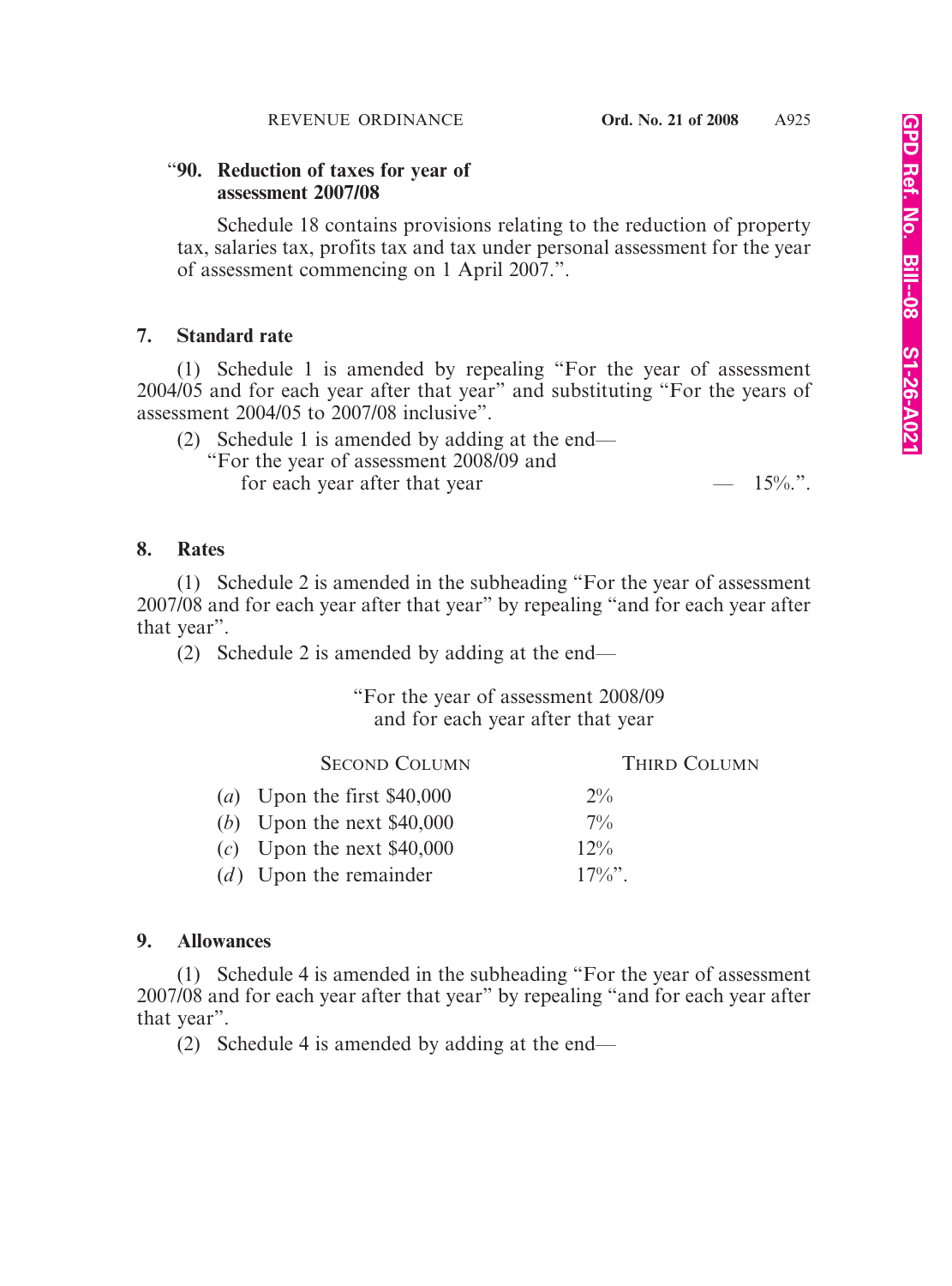"**90. Reduction of taxes for year of assessment 2007/08**

Schedule 18 contains provisions relating to the reduction of property tax, salaries tax, profits tax and tax under personal assessment for the year of assessment commencing on 1 April 2007.".

## 7. Standard rate

(1) Schedule 1 is amended by repealing "For the year of assessment 2004/05 and for each year after that year" and substituting "For the years of assessment 2004/05 to 2007/08 inclusive".

(2) Schedule 1 is amended by adding at the end—

"For the year of assessment 2008/09 and for each year after that year — 15%.".

## 8. Rates

(1) Schedule 2 is amended in the subheading "For the year of assessment 2007/08 and for each year after that year" by repealing "and for each year after that year".

(2) Schedule 2 is amended by adding at the end—

"For the year of assessment 2008/09 and for each year after that year

| SECOND COLUMN | THIRD COLUMN |
|---|---|
| (*a*) Upon the first $40,000 | 2% |
| (*b*) Upon the next $40,000 | 7% |
| (*c*) Upon the next $40,000 | 12% |
| (*d*) Upon the remainder | 17%". |

## 9. Allowances

(1) Schedule 4 is amended in the subheading "For the year of assessment 2007/08 and for each year after that year" by repealing "and for each year after that year".

(2) Schedule 4 is amended by adding at the end—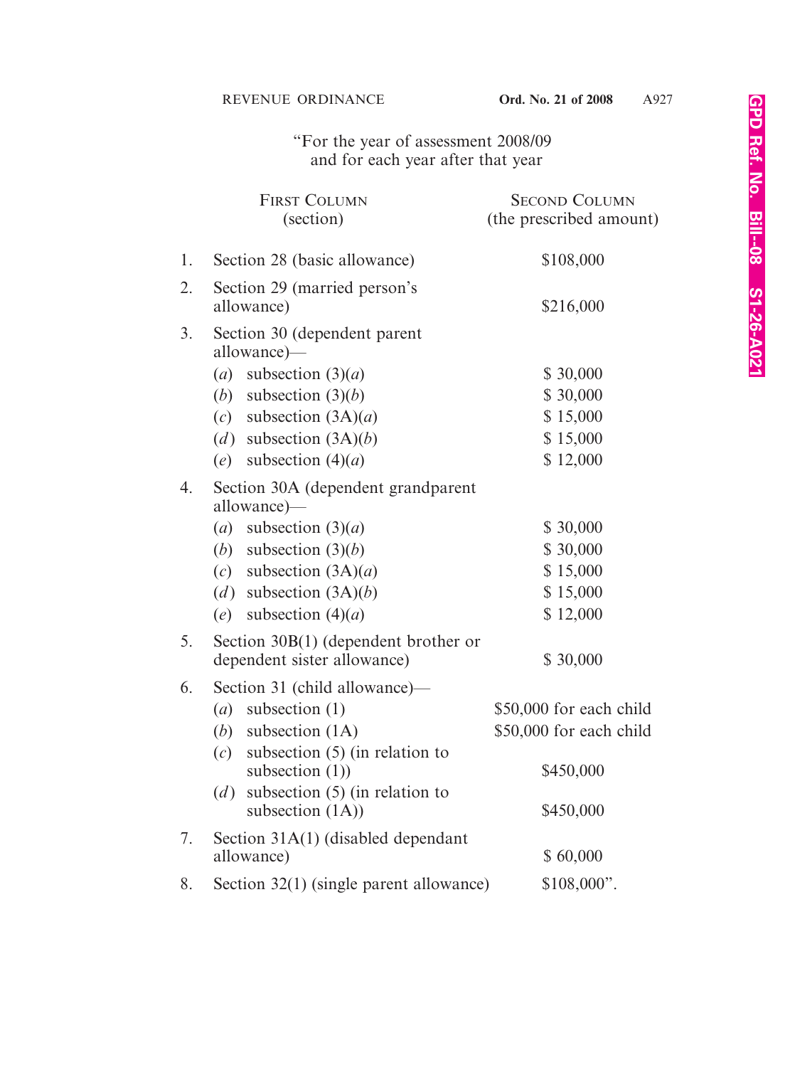"For the year of assessment 2008/09
and for each year after that year

| | First Column (section) | Second Column (the prescribed amount) |
|---|---|---|
| 1. | Section 28 (basic allowance) | $108,000 |
| 2. | Section 29 (married person's allowance) | $216,000 |
| 3. | Section 30 (dependent parent allowance)— | |
| | (*a*) subsection (3)(*a*) | $ 30,000 |
| | (*b*) subsection (3)(*b*) | $ 30,000 |
| | (*c*) subsection (3A)(*a*) | $ 15,000 |
| | (*d*) subsection (3A)(*b*) | $ 15,000 |
| | (*e*) subsection (4)(*a*) | $ 12,000 |
| 4. | Section 30A (dependent grandparent allowance)— | |
| | (*a*) subsection (3)(*a*) | $ 30,000 |
| | (*b*) subsection (3)(*b*) | $ 30,000 |
| | (*c*) subsection (3A)(*a*) | $ 15,000 |
| | (*d*) subsection (3A)(*b*) | $ 15,000 |
| | (*e*) subsection (4)(*a*) | $ 12,000 |
| 5. | Section 30B(1) (dependent brother or dependent sister allowance) | $ 30,000 |
| 6. | Section 31 (child allowance)— | |
| | (*a*) subsection (1) | $50,000 for each child |
| | (*b*) subsection (1A) | $50,000 for each child |
| | (*c*) subsection (5) (in relation to subsection (1)) | $450,000 |
| | (*d*) subsection (5) (in relation to subsection (1A)) | $450,000 |
| 7. | Section 31A(1) (disabled dependant allowance) | $ 60,000 |
| 8. | Section 32(1) (single parent allowance) | $108,000". |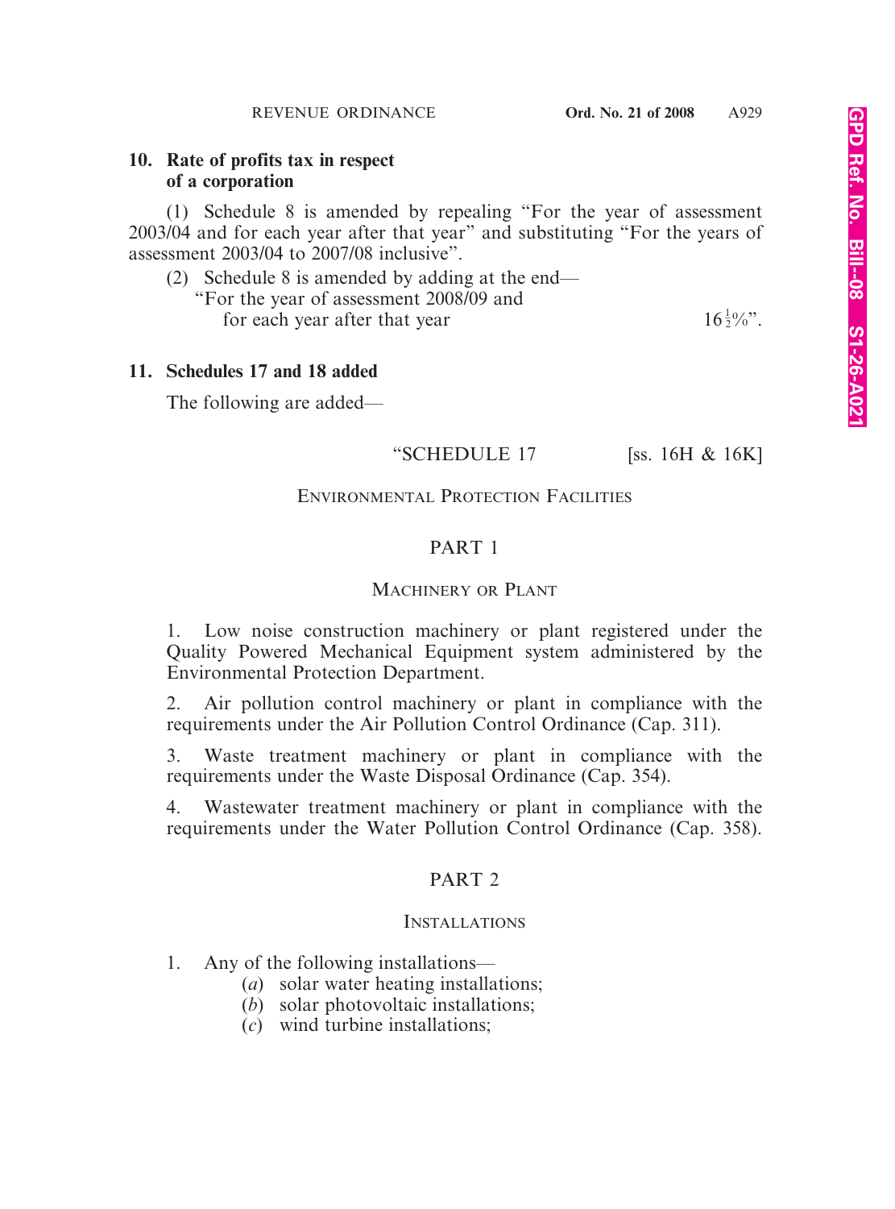## 10. Rate of profits tax in respect of a corporation

(1) Schedule 8 is amended by repealing "For the year of assessment 2003/04 and for each year after that year" and substituting "For the years of assessment 2003/04 to 2007/08 inclusive".

(2) Schedule 8 is amended by adding at the end—

"For the year of assessment 2008/09 and for each year after that year $16\frac{1}{2}\%$".

## 11. Schedules 17 and 18 added

The following are added—

"SCHEDULE 17 [ss. 16H & 16K]

ENVIRONMENTAL PROTECTION FACILITIES

PART 1

MACHINERY OR PLANT

1. Low noise construction machinery or plant registered under the Quality Powered Mechanical Equipment system administered by the Environmental Protection Department.

2. Air pollution control machinery or plant in compliance with the requirements under the Air Pollution Control Ordinance (Cap. 311).

3. Waste treatment machinery or plant in compliance with the requirements under the Waste Disposal Ordinance (Cap. 354).

4. Wastewater treatment machinery or plant in compliance with the requirements under the Water Pollution Control Ordinance (Cap. 358).

PART 2

INSTALLATIONS

1. Any of the following installations—
   (*a*) solar water heating installations;
   (*b*) solar photovoltaic installations;
   (*c*) wind turbine installations;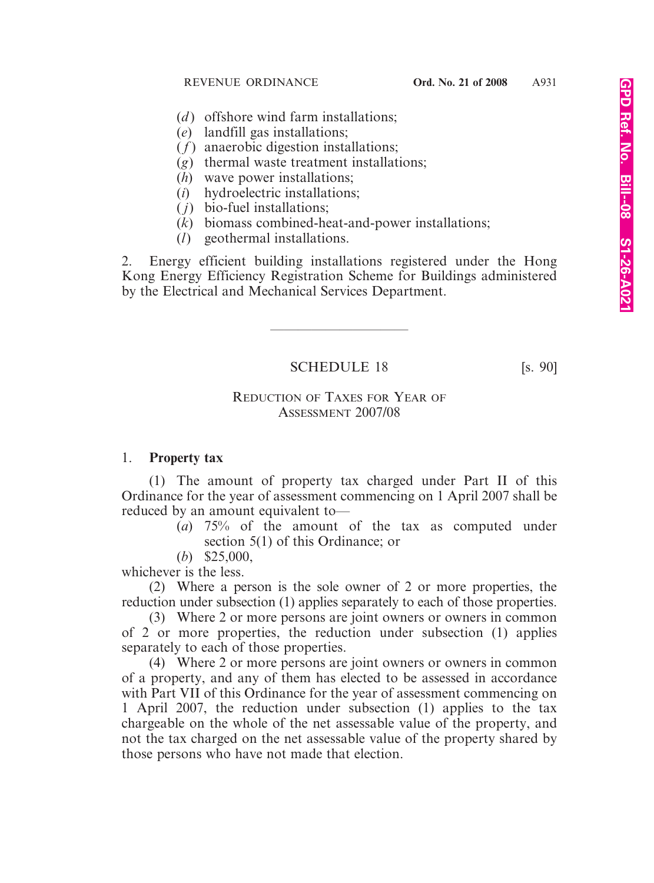(*d*) offshore wind farm installations;
(*e*) landfill gas installations;
(*f*) anaerobic digestion installations;
(*g*) thermal waste treatment installations;
(*h*) wave power installations;
(*i*) hydroelectric installations;
(*j*) bio-fuel installations;
(*k*) biomass combined-heat-and-power installations;
(*l*) geothermal installations.

2. Energy efficient building installations registered under the Hong Kong Energy Efficiency Registration Scheme for Buildings administered by the Electrical and Mechanical Services Department.

---

## SCHEDULE 18 [s. 90]

### REDUCTION OF TAXES FOR YEAR OF ASSESSMENT 2007/08

1. **Property tax**

(1) The amount of property tax charged under Part II of this Ordinance for the year of assessment commencing on 1 April 2007 shall be reduced by an amount equivalent to—

(*a*) 75% of the amount of the tax as computed under section 5(1) of this Ordinance; or

(*b*) $25,000,

whichever is the less.

(2) Where a person is the sole owner of 2 or more properties, the reduction under subsection (1) applies separately to each of those properties.

(3) Where 2 or more persons are joint owners or owners in common of 2 or more properties, the reduction under subsection (1) applies separately to each of those properties.

(4) Where 2 or more persons are joint owners or owners in common of a property, and any of them has elected to be assessed in accordance with Part VII of this Ordinance for the year of assessment commencing on 1 April 2007, the reduction under subsection (1) applies to the tax chargeable on the whole of the net assessable value of the property, and not the tax charged on the net assessable value of the property shared by those persons who have not made that election.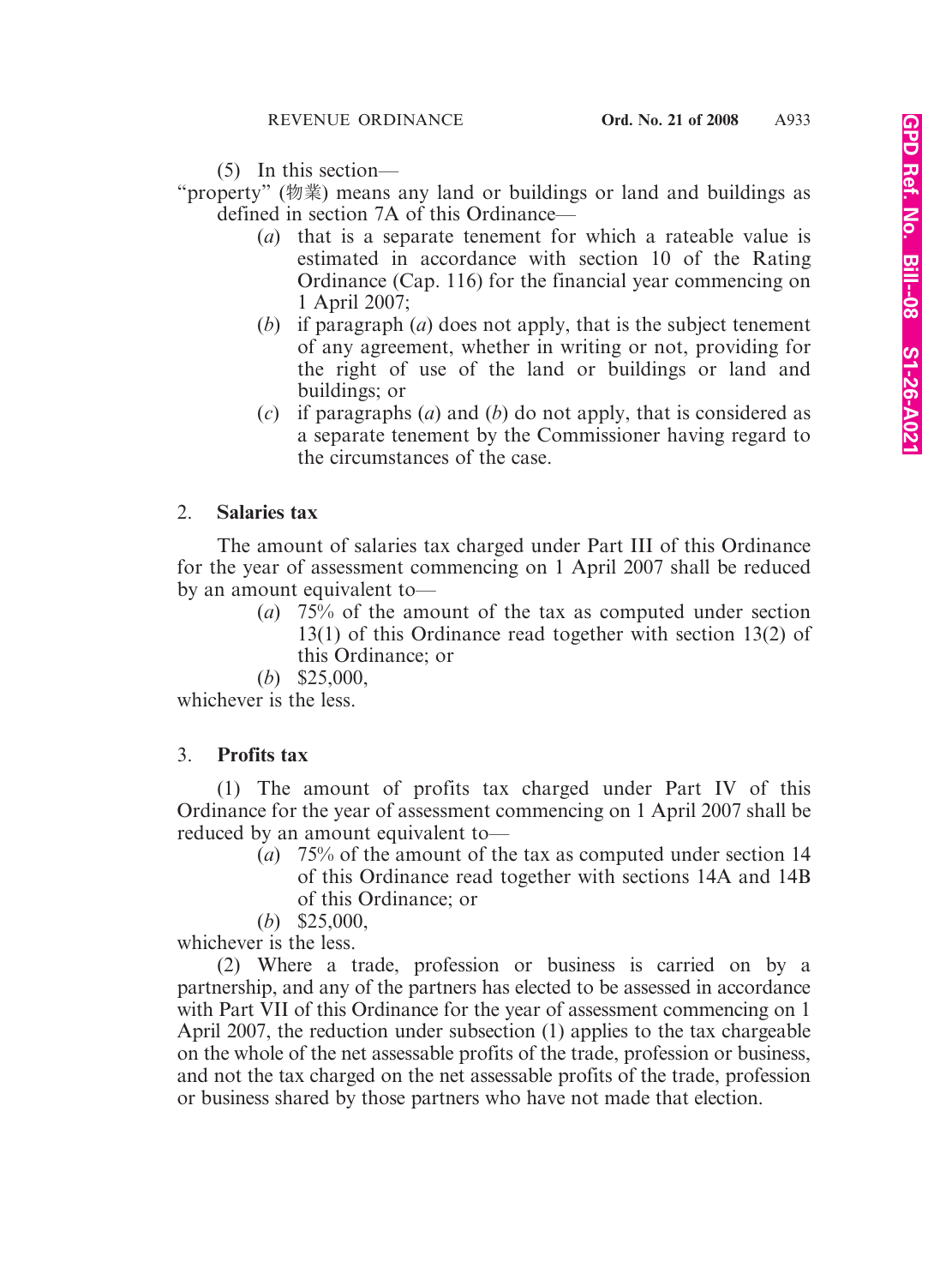(5) In this section—

"property" (物業) means any land or buildings or land and buildings as defined in section 7A of this Ordinance—

- (*a*) that is a separate tenement for which a rateable value is estimated in accordance with section 10 of the Rating Ordinance (Cap. 116) for the financial year commencing on 1 April 2007;
- (*b*) if paragraph (*a*) does not apply, that is the subject tenement of any agreement, whether in writing or not, providing for the right of use of the land or buildings or land and buildings; or
- (*c*) if paragraphs (*a*) and (*b*) do not apply, that is considered as a separate tenement by the Commissioner having regard to the circumstances of the case.

## 2. Salaries tax

The amount of salaries tax charged under Part III of this Ordinance for the year of assessment commencing on 1 April 2007 shall be reduced by an amount equivalent to—

- (*a*) 75% of the amount of the tax as computed under section 13(1) of this Ordinance read together with section 13(2) of this Ordinance; or
- (*b*) $25,000,

whichever is the less.

## 3. Profits tax

(1) The amount of profits tax charged under Part IV of this Ordinance for the year of assessment commencing on 1 April 2007 shall be reduced by an amount equivalent to—

- (*a*) 75% of the amount of the tax as computed under section 14 of this Ordinance read together with sections 14A and 14B of this Ordinance; or
- (*b*) $25,000,

whichever is the less.

(2) Where a trade, profession or business is carried on by a partnership, and any of the partners has elected to be assessed in accordance with Part VII of this Ordinance for the year of assessment commencing on 1 April 2007, the reduction under subsection (1) applies to the tax chargeable on the whole of the net assessable profits of the trade, profession or business, and not the tax charged on the net assessable profits of the trade, profession or business shared by those partners who have not made that election.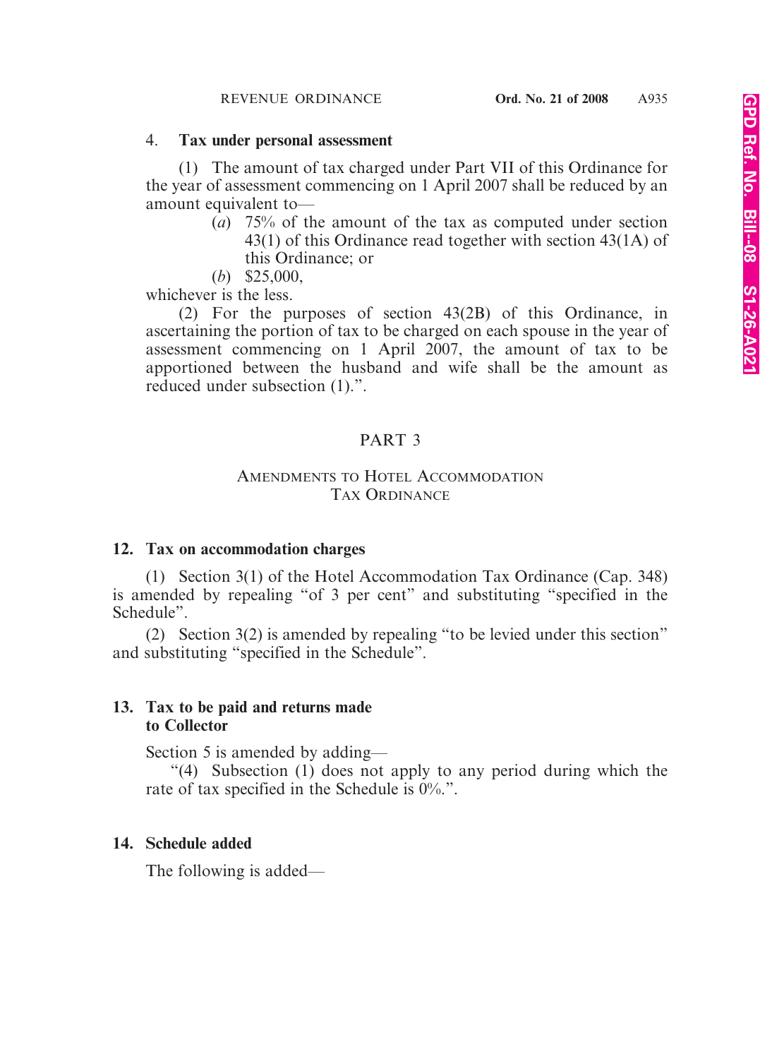4. **Tax under personal assessment**

(1) The amount of tax charged under Part VII of this Ordinance for the year of assessment commencing on 1 April 2007 shall be reduced by an amount equivalent to—

(*a*) 75% of the amount of the tax as computed under section 43(1) of this Ordinance read together with section 43(1A) of this Ordinance; or

(*b*) $25,000,

whichever is the less.

(2) For the purposes of section 43(2B) of this Ordinance, in ascertaining the portion of tax to be charged on each spouse in the year of assessment commencing on 1 April 2007, the amount of tax to be apportioned between the husband and wife shall be the amount as reduced under subsection (1).".

## PART 3

## AMENDMENTS TO HOTEL ACCOMMODATION TAX ORDINANCE

**12. Tax on accommodation charges**

(1) Section 3(1) of the Hotel Accommodation Tax Ordinance (Cap. 348) is amended by repealing "of 3 per cent" and substituting "specified in the Schedule".

(2) Section 3(2) is amended by repealing "to be levied under this section" and substituting "specified in the Schedule".

**13. Tax to be paid and returns made to Collector**

Section 5 is amended by adding—

"(4) Subsection (1) does not apply to any period during which the rate of tax specified in the Schedule is 0%.".

**14. Schedule added**

The following is added—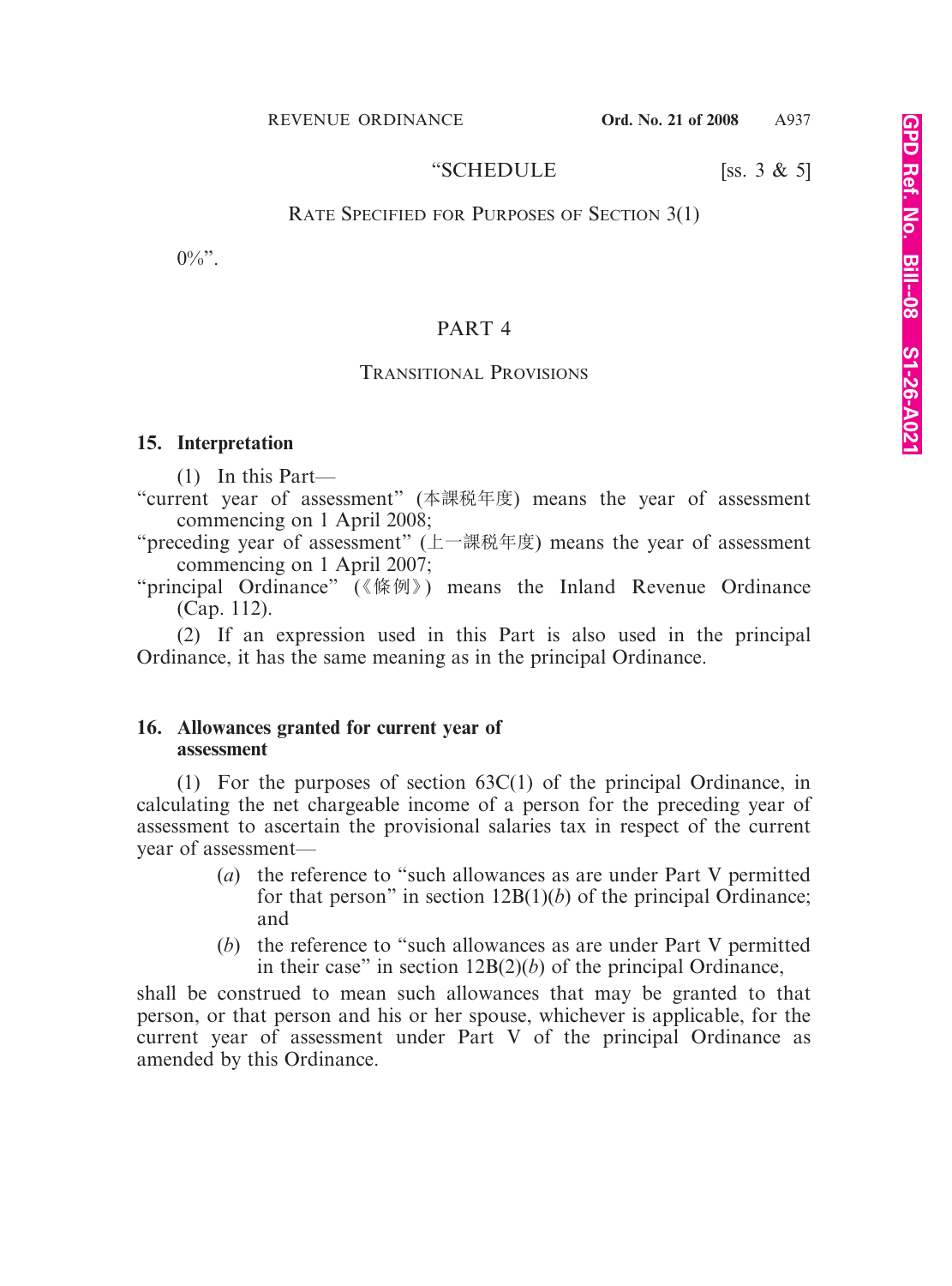"SCHEDULE [ss. 3 & 5]

RATE SPECIFIED FOR PURPOSES OF SECTION 3(1)

0%".

## PART 4

### TRANSITIONAL PROVISIONS

**15. Interpretation**

(1) In this Part—

"current year of assessment" (本課税年度) means the year of assessment commencing on 1 April 2008;

"preceding year of assessment" (上一課稅年度) means the year of assessment commencing on 1 April 2007;

"principal Ordinance" (《條例》) means the Inland Revenue Ordinance (Cap. 112).

(2) If an expression used in this Part is also used in the principal Ordinance, it has the same meaning as in the principal Ordinance.

**16. Allowances granted for current year of assessment**

(1) For the purposes of section 63C(1) of the principal Ordinance, in calculating the net chargeable income of a person for the preceding year of assessment to ascertain the provisional salaries tax in respect of the current year of assessment—

(*a*) the reference to "such allowances as are under Part V permitted for that person" in section 12B(1)(*b*) of the principal Ordinance; and

(*b*) the reference to "such allowances as are under Part V permitted in their case" in section 12B(2)(*b*) of the principal Ordinance,

shall be construed to mean such allowances that may be granted to that person, or that person and his or her spouse, whichever is applicable, for the current year of assessment under Part V of the principal Ordinance as amended by this Ordinance.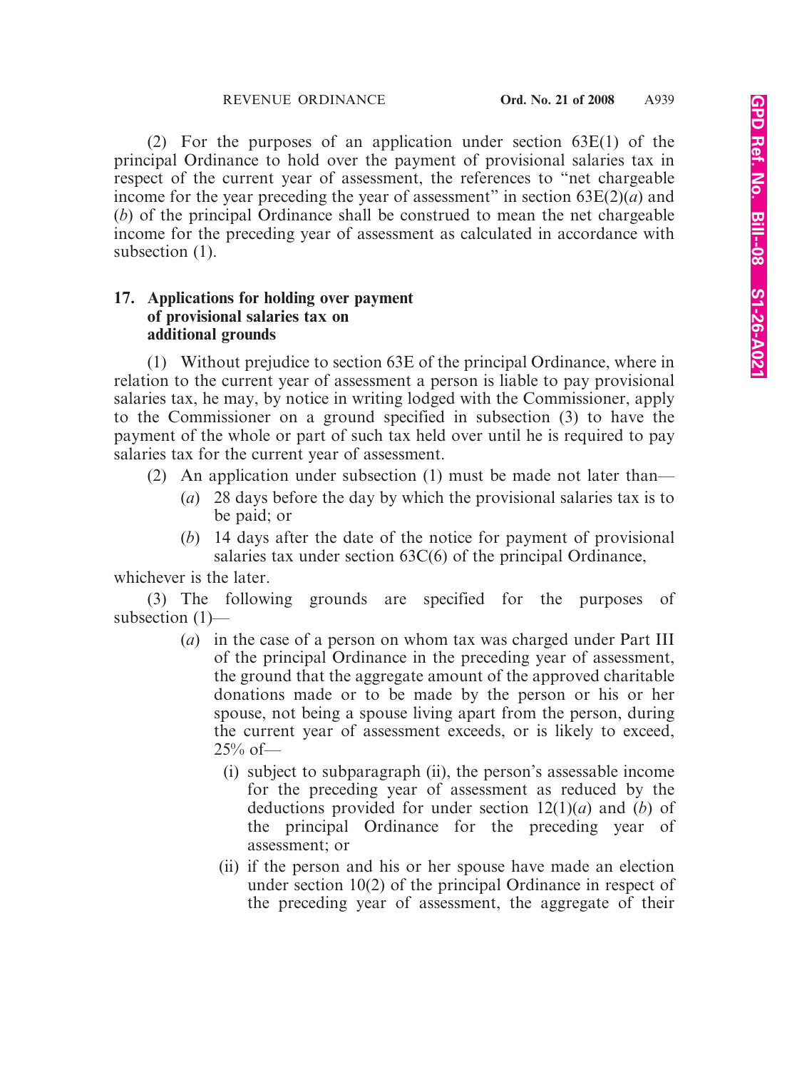(2) For the purposes of an application under section 63E(1) of the principal Ordinance to hold over the payment of provisional salaries tax in respect of the current year of assessment, the references to "net chargeable income for the year preceding the year of assessment" in section 63E(2)(*a*) and (*b*) of the principal Ordinance shall be construed to mean the net chargeable income for the preceding year of assessment as calculated in accordance with subsection (1).

**17. Applications for holding over payment of provisional salaries tax on additional grounds**

(1) Without prejudice to section 63E of the principal Ordinance, where in relation to the current year of assessment a person is liable to pay provisional salaries tax, he may, by notice in writing lodged with the Commissioner, apply to the Commissioner on a ground specified in subsection (3) to have the payment of the whole or part of such tax held over until he is required to pay salaries tax for the current year of assessment.

(2) An application under subsection (1) must be made not later than—

(*a*) 28 days before the day by which the provisional salaries tax is to be paid; or

(*b*) 14 days after the date of the notice for payment of provisional salaries tax under section 63C(6) of the principal Ordinance,

whichever is the later.

(3) The following grounds are specified for the purposes of subsection (1)—

(*a*) in the case of a person on whom tax was charged under Part III of the principal Ordinance in the preceding year of assessment, the ground that the aggregate amount of the approved charitable donations made or to be made by the person or his or her spouse, not being a spouse living apart from the person, during the current year of assessment exceeds, or is likely to exceed, 25% of—

(i) subject to subparagraph (ii), the person's assessable income for the preceding year of assessment as reduced by the deductions provided for under section 12(1)(*a*) and (*b*) of the principal Ordinance for the preceding year of assessment; or

(ii) if the person and his or her spouse have made an election under section 10(2) of the principal Ordinance in respect of the preceding year of assessment, the aggregate of their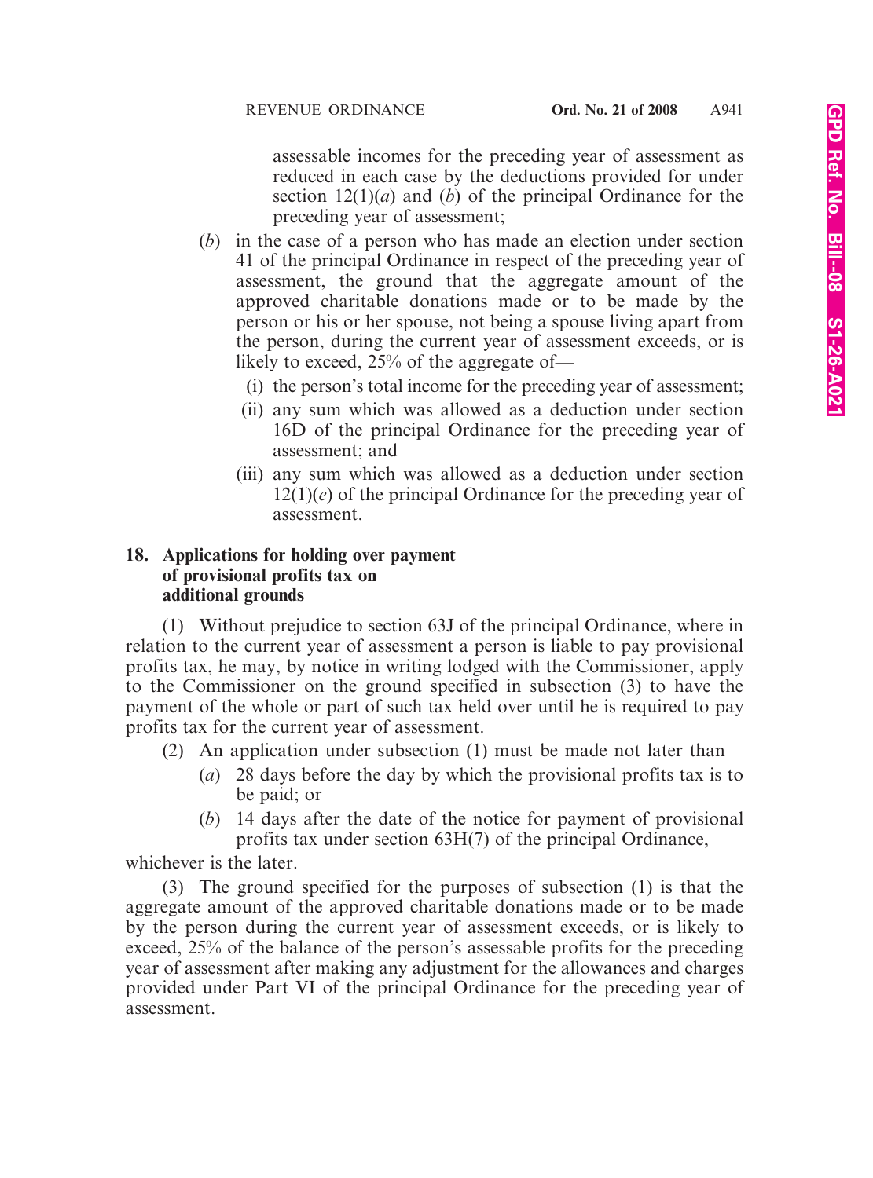assessable incomes for the preceding year of assessment as reduced in each case by the deductions provided for under section 12(1)(*a*) and (*b*) of the principal Ordinance for the preceding year of assessment;

(*b*) in the case of a person who has made an election under section 41 of the principal Ordinance in respect of the preceding year of assessment, the ground that the aggregate amount of the approved charitable donations made or to be made by the person or his or her spouse, not being a spouse living apart from the person, during the current year of assessment exceeds, or is likely to exceed, 25% of the aggregate of—

(i) the person's total income for the preceding year of assessment;

(ii) any sum which was allowed as a deduction under section 16D of the principal Ordinance for the preceding year of assessment; and

(iii) any sum which was allowed as a deduction under section 12(1)(*e*) of the principal Ordinance for the preceding year of assessment.

**18. Applications for holding over payment of provisional profits tax on additional grounds**

(1) Without prejudice to section 63J of the principal Ordinance, where in relation to the current year of assessment a person is liable to pay provisional profits tax, he may, by notice in writing lodged with the Commissioner, apply to the Commissioner on the ground specified in subsection (3) to have the payment of the whole or part of such tax held over until he is required to pay profits tax for the current year of assessment.

(2) An application under subsection (1) must be made not later than—

(*a*) 28 days before the day by which the provisional profits tax is to be paid; or

(*b*) 14 days after the date of the notice for payment of provisional profits tax under section 63H(7) of the principal Ordinance,

whichever is the later.

(3) The ground specified for the purposes of subsection (1) is that the aggregate amount of the approved charitable donations made or to be made by the person during the current year of assessment exceeds, or is likely to exceed, 25% of the balance of the person's assessable profits for the preceding year of assessment after making any adjustment for the allowances and charges provided under Part VI of the principal Ordinance for the preceding year of assessment.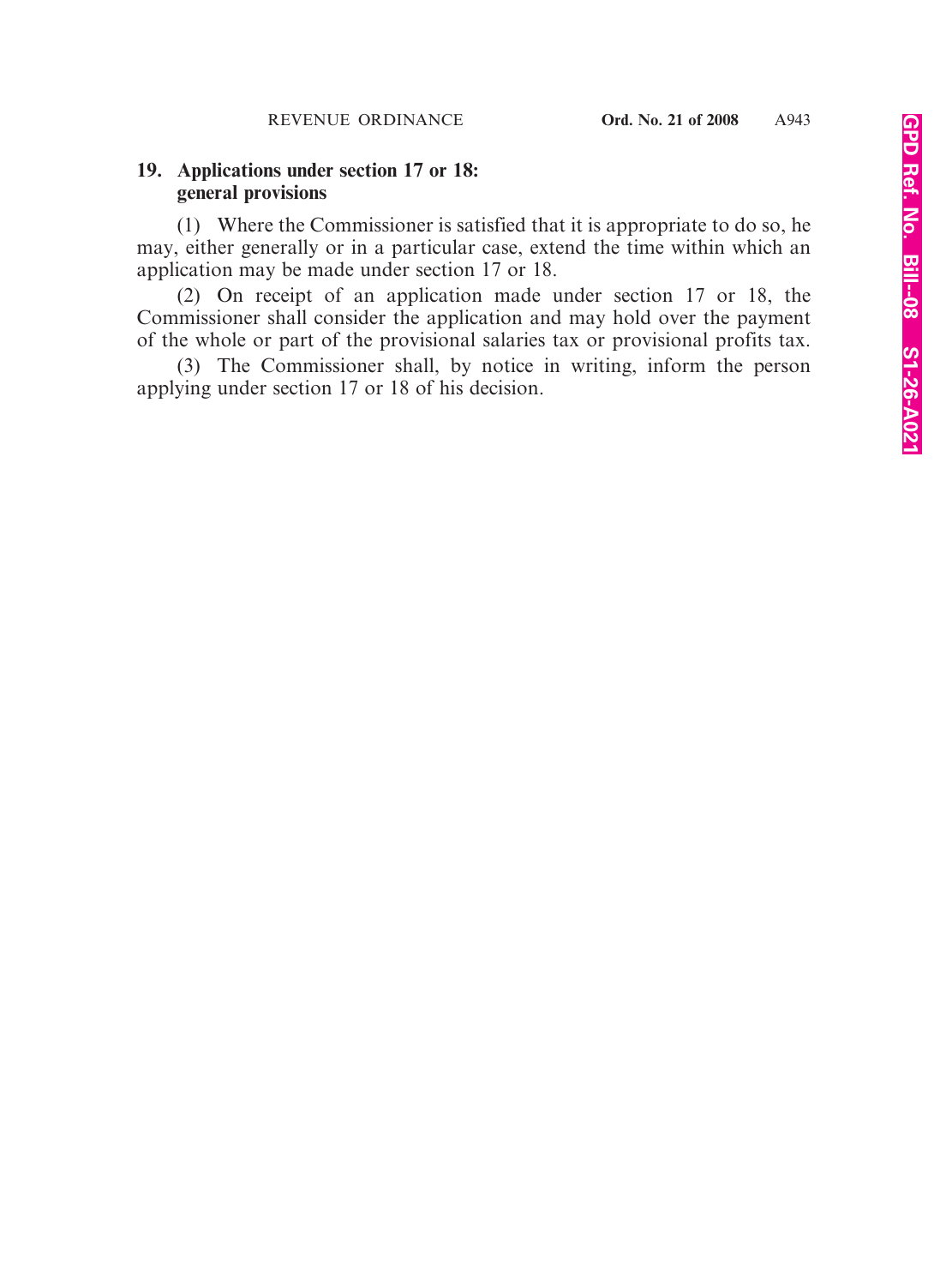### 19. Applications under section 17 or 18: general provisions

(1) Where the Commissioner is satisfied that it is appropriate to do so, he may, either generally or in a particular case, extend the time within which an application may be made under section 17 or 18.

(2) On receipt of an application made under section 17 or 18, the Commissioner shall consider the application and may hold over the payment of the whole or part of the provisional salaries tax or provisional profits tax.

(3) The Commissioner shall, by notice in writing, inform the person applying under section 17 or 18 of his decision.